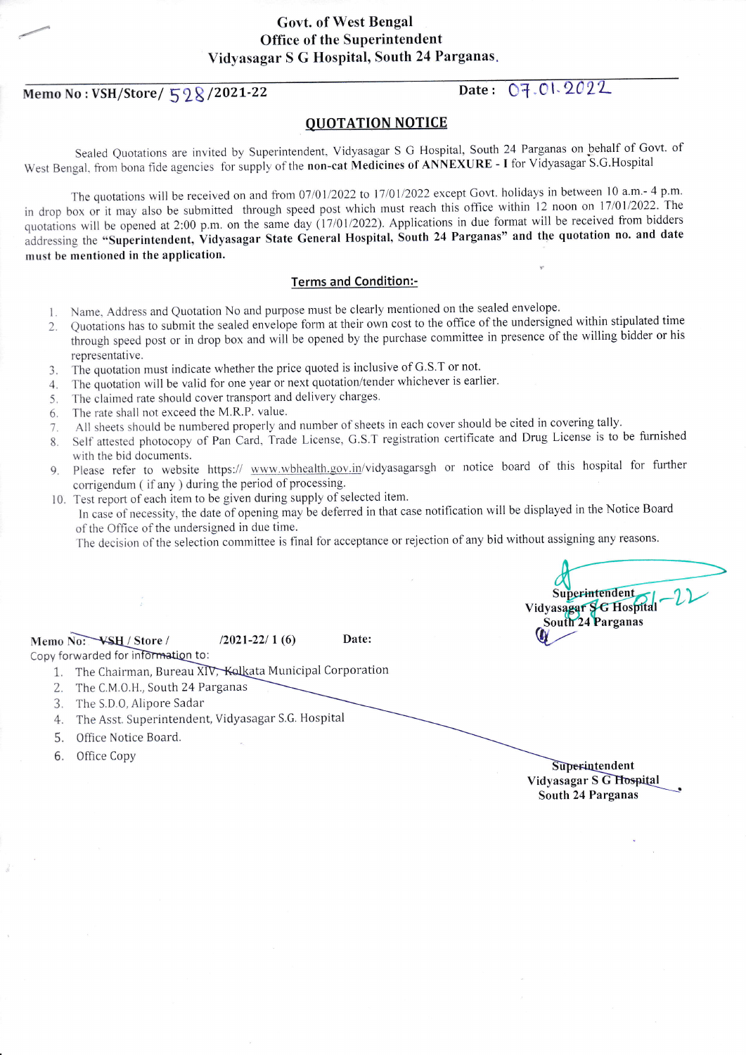Govt. of West Bengal
Office of the Superintendent
Vidyasagar S G Hospital, South 24 Parganas.

**Memo No : VSH/Store/ 528 /2021-22** **Date : 07.01.2022**

## QUOTATION NOTICE

Sealed Quotations are invited by Superintendent, Vidyasagar S G Hospital, South 24 Parganas on behalf of Govt. of West Bengal, from bona fide agencies for supply of the **non-cat Medicines of ANNEXURE - I** for Vidyasagar S.G.Hospital

The quotations will be received on and from 07/01/2022 to 17/01/2022 except Govt. holidays in between 10 a.m.- 4 p.m. in drop box or it may also be submitted through speed post which must reach this office within 12 noon on 17/01/2022. The quotations will be opened at 2:00 p.m. on the same day (17/01/2022). Applications in due format will be received from bidders addressing the **"Superintendent, Vidyasagar State General Hospital, South 24 Parganas" and the quotation no. and date must be mentioned in the application.**

### Terms and Condition:-

1. Name, Address and Quotation No and purpose must be clearly mentioned on the sealed envelope.
2. Quotations has to submit the sealed envelope form at their own cost to the office of the undersigned within stipulated time through speed post or in drop box and will be opened by the purchase committee in presence of the willing bidder or his representative.
3. The quotation must indicate whether the price quoted is inclusive of G.S.T or not.
4. The quotation will be valid for one year or next quotation/tender whichever is earlier.
5. The claimed rate should cover transport and delivery charges.
6. The rate shall not exceed the M.R.P. value.
7. All sheets should be numbered properly and number of sheets in each cover should be cited in covering tally.
8. Self attested photocopy of Pan Card, Trade License, G.S.T registration certificate and Drug License is to be furnished with the bid documents.
9. Please refer to website https:// www.wbhealth.gov.in/vidyasagarsgh or notice board of this hospital for further corrigendum ( if any ) during the period of processing.
10. Test report of each item to be given during supply of selected item.

In case of necessity, the date of opening may be deferred in that case notification will be displayed in the Notice Board of the Office of the undersigned in due time.

The decision of the selection committee is final for acceptance or rejection of any bid without assigning any reasons.

Superintendent
Vidyasagar S G Hospital
South 24 Parganas

**Memo No: VSH / Store / /2021-22/ 1 (6)** **Date:**

Copy forwarded for information to:

1. The Chairman, Bureau XIV, Kolkata Municipal Corporation
2. The C.M.O.H., South 24 Parganas
3. The S.D.O, Alipore Sadar
4. The Asst. Superintendent, Vidyasagar S.G. Hospital
5. Office Notice Board.
6. Office Copy

Superintendent
Vidyasagar S G Hospital
South 24 Parganas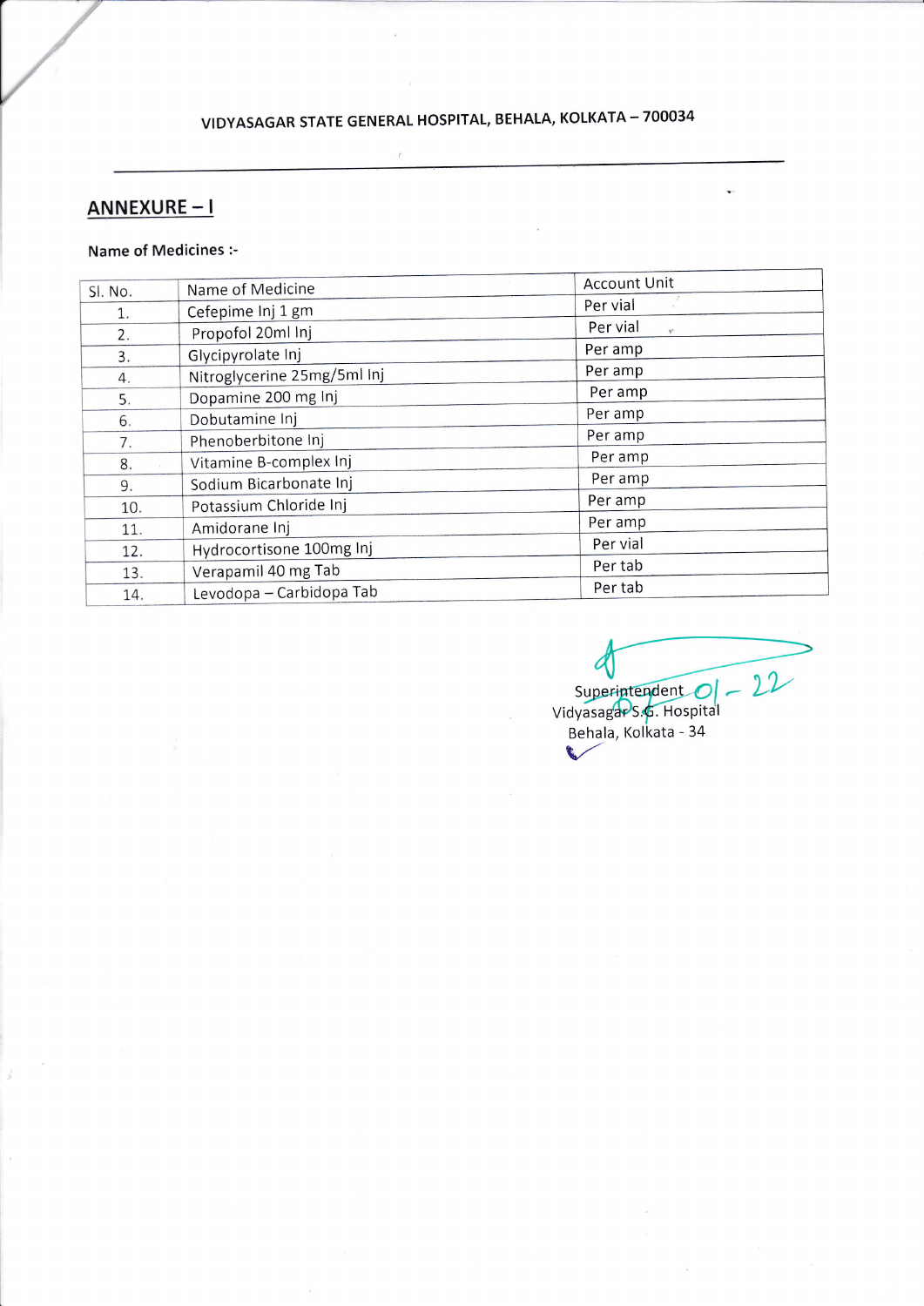VIDYASAGAR STATE GENERAL HOSPITAL, BEHALA, KOLKATA – 700034

## ANNEXURE – I

**Name of Medicines :-**

| Sl. No. | Name of Medicine | Account Unit |
|---|---|---|
| 1. | Cefepime Inj 1 gm | Per vial |
| 2. | Propofol 20ml Inj | Per vial |
| 3. | Glycipyrolate Inj | Per amp |
| 4. | Nitroglycerine 25mg/5ml Inj | Per amp |
| 5. | Dopamine 200 mg Inj | Per amp |
| 6. | Dobutamine Inj | Per amp |
| 7. | Phenoberbitone Inj | Per amp |
| 8. | Vitamine B-complex Inj | Per amp |
| 9. | Sodium Bicarbonate Inj | Per amp |
| 10. | Potassium Chloride Inj | Per amp |
| 11. | Amidorane Inj | Per amp |
| 12. | Hydrocortisone 100mg Inj | Per vial |
| 13. | Verapamil 40 mg Tab | Per tab |
| 14. | Levodopa – Carbidopa Tab | Per tab |

Superintendent 01 – 22
Vidyasagar S.G. Hospital
Behala, Kolkata - 34